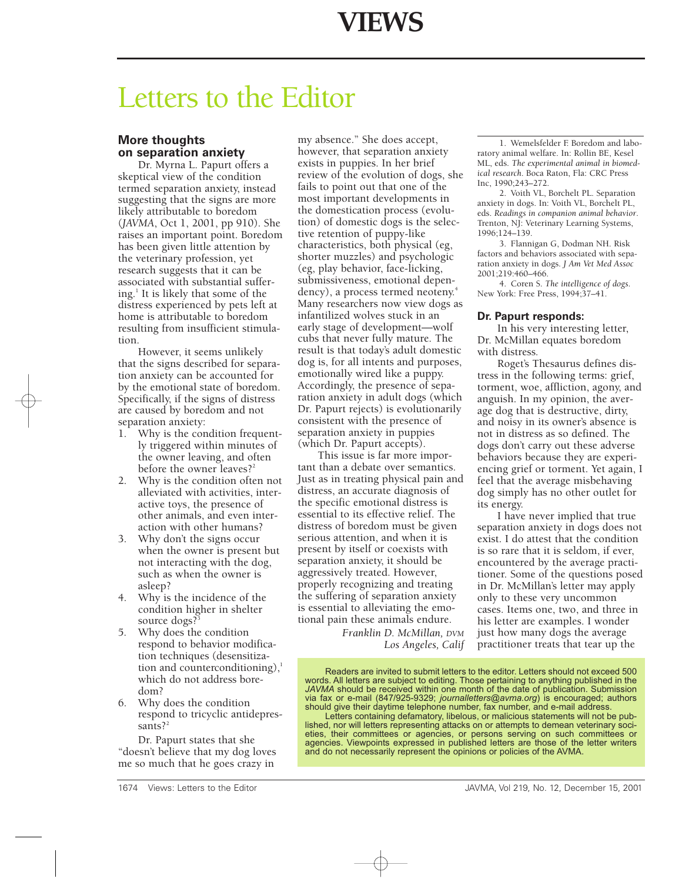# VIEWS

# Letters to the Editor

## More thoughts on separation anxiety

Dr. Myrna L. Papurt offers a skeptical view of the condition termed separation anxiety, instead suggesting that the signs are more likely attributable to boredom (*JAVMA*, Oct 1, 2001, pp 910). She raises an important point. Boredom has been given little attention by the veterinary profession, yet research suggests that it can be associated with substantial suffering.[1] It is likely that some of the distress experienced by pets left at home is attributable to boredom resulting from insufficient stimulation.

However, it seems unlikely that the signs described for separation anxiety can be accounted for by the emotional state of boredom. Specifically, if the signs of distress are caused by boredom and not separation anxiety:

1. Why is the condition frequently triggered within minutes of the owner leaving, and often before the owner leaves?[2]
2. Why is the condition often not alleviated with activities, interactive toys, the presence of other animals, and even interaction with other humans?
3. Why don't the signs occur when the owner is present but not interacting with the dog, such as when the owner is asleep?
4. Why is the incidence of the condition higher in shelter source dogs?[3]
5. Why does the condition respond to behavior modification techniques (desensitization and counterconditioning),[1] which do not address boredom?
6. Why does the condition respond to tricyclic antidepressants?[2]

Dr. Papurt states that she "doesn't believe that my dog loves me so much that he goes crazy in my absence." She does accept, however, that separation anxiety exists in puppies. In her brief review of the evolution of dogs, she fails to point out that one of the most important developments in the domestication process (evolution) of domestic dogs is the selective retention of puppy-like characteristics, both physical (eg, shorter muzzles) and psychologic (eg, play behavior, face-licking, submissiveness, emotional dependency), a process termed neoteny.[4] Many researchers now view dogs as infantilized wolves stuck in an early stage of development—wolf cubs that never fully mature. The result is that today's adult domestic dog is, for all intents and purposes, emotionally wired like a puppy. Accordingly, the presence of separation anxiety in adult dogs (which Dr. Papurt rejects) is evolutionarily consistent with the presence of separation anxiety in puppies (which Dr. Papurt accepts).

This issue is far more important than a debate over semantics. Just as in treating physical pain and distress, an accurate diagnosis of the specific emotional distress is essential to its effective relief. The distress of boredom must be given serious attention, and when it is present by itself or coexists with separation anxiety, it should be aggressively treated. However, properly recognizing and treating the suffering of separation anxiety is essential to alleviating the emotional pain these animals endure.

*Franklin D. McMillan, DVM*
*Los Angeles, Calif*

1. Wemelsfelder F. Boredom and laboratory animal welfare. In: Rollin BE, Kesel ML, eds. *The experimental animal in biomedical research*. Boca Raton, Fla: CRC Press Inc, 1990;243–272.
2. Voith VL, Borchelt PL. Separation anxiety in dogs. In: Voith VL, Borchelt PL, eds. *Readings in companion animal behavior*. Trenton, NJ: Veterinary Learning Systems, 1996;124–139.
3. Flannigan G, Dodman NH. Risk factors and behaviors associated with separation anxiety in dogs. *J Am Vet Med Assoc* 2001;219:460–466.
4. Coren S. *The intelligence of dogs.* New York: Free Press, 1994;37–41.

### Dr. Papurt responds:

In his very interesting letter, Dr. McMillan equates boredom with distress.

Roget's Thesaurus defines distress in the following terms: grief, torment, woe, affliction, agony, and anguish. In my opinion, the average dog that is destructive, dirty, and noisy in its owner's absence is not in distress as so defined. The dogs don't carry out these adverse behaviors because they are experiencing grief or torment. Yet again, I feel that the average misbehaving dog simply has no other outlet for its energy.

I have never implied that true separation anxiety in dogs does not exist. I do attest that the condition is so rare that it is seldom, if ever, encountered by the average practitioner. Some of the questions posed in Dr. McMillan's letter may apply only to these very uncommon cases. Items one, two, and three in his letter are examples. I wonder just how many dogs the average practitioner treats that tear up the

---

Readers are invited to submit letters to the editor. Letters should not exceed 500 words. All letters are subject to editing. Those pertaining to anything published in the *JAVMA* should be received within one month of the date of publication. Submission via fax or e-mail (847/925-9329; *journalletters@avma.org*) is encouraged; authors should give their daytime telephone number, fax number, and e-mail address.

Letters containing defamatory, libelous, or malicious statements will not be published, nor will letters representing attacks on or attempts to demean veterinary societies, their committees or agencies, or persons serving on such committees or agencies. Viewpoints expressed in published letters are those of the letter writers and do not necessarily represent the opinions or policies of the AVMA.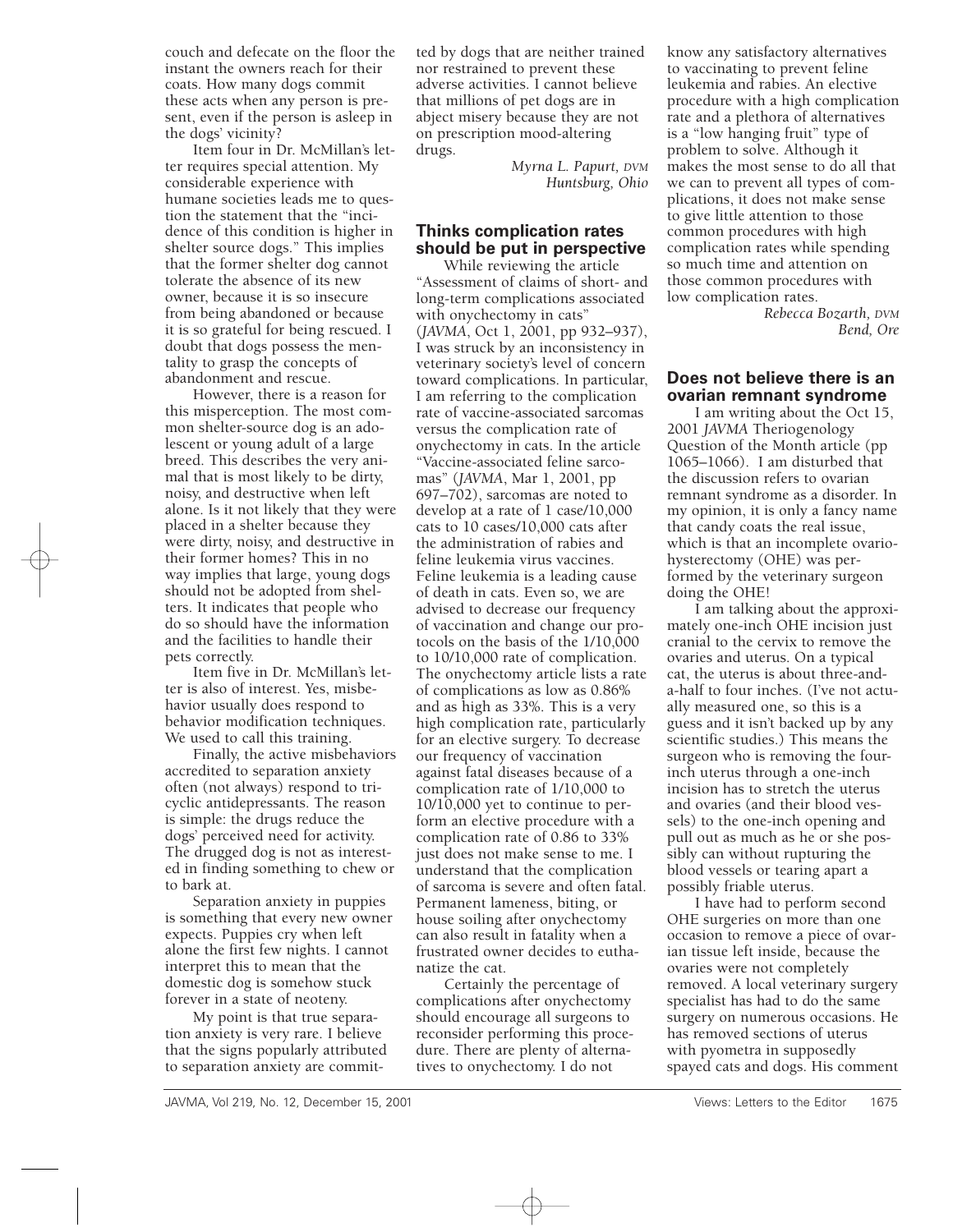couch and defecate on the floor the instant the owners reach for their coats. How many dogs commit these acts when any person is present, even if the person is asleep in the dogs' vicinity?

Item four in Dr. McMillan's letter requires special attention. My considerable experience with humane societies leads me to question the statement that the "incidence of this condition is higher in shelter source dogs." This implies that the former shelter dog cannot tolerate the absence of its new owner, because it is so insecure from being abandoned or because it is so grateful for being rescued. I doubt that dogs possess the mentality to grasp the concepts of abandonment and rescue.

However, there is a reason for this misperception. The most common shelter-source dog is an adolescent or young adult of a large breed. This describes the very animal that is most likely to be dirty, noisy, and destructive when left alone. Is it not likely that they were placed in a shelter because they were dirty, noisy, and destructive in their former homes? This in no way implies that large, young dogs should not be adopted from shelters. It indicates that people who do so should have the information and the facilities to handle their pets correctly.

Item five in Dr. McMillan's letter is also of interest. Yes, misbehavior usually does respond to behavior modification techniques. We used to call this training.

Finally, the active misbehaviors accredited to separation anxiety often (not always) respond to tricyclic antidepressants. The reason is simple: the drugs reduce the dogs' perceived need for activity. The drugged dog is not as interested in finding something to chew or to bark at.

Separation anxiety in puppies is something that every new owner expects. Puppies cry when left alone the first few nights. I cannot interpret this to mean that the domestic dog is somehow stuck forever in a state of neoteny.

My point is that true separation anxiety is very rare. I believe that the signs popularly attributed to separation anxiety are committed by dogs that are neither trained nor restrained to prevent these adverse activities. I cannot believe that millions of pet dogs are in abject misery because they are not on prescription mood-altering drugs.

*Myrna L. Papurt, DVM*
*Huntsburg, Ohio*

### Thinks complication rates should be put in perspective

While reviewing the article "Assessment of claims of short- and long-term complications associated with onychectomy in cats" (*JAVMA*, Oct 1, 2001, pp 932–937), I was struck by an inconsistency in veterinary society's level of concern toward complications. In particular, I am referring to the complication rate of vaccine-associated sarcomas versus the complication rate of onychectomy in cats. In the article "Vaccine-associated feline sarcomas" (*JAVMA*, Mar 1, 2001, pp 697–702), sarcomas are noted to develop at a rate of 1 case/10,000 cats to 10 cases/10,000 cats after the administration of rabies and feline leukemia virus vaccines. Feline leukemia is a leading cause of death in cats. Even so, we are advised to decrease our frequency of vaccination and change our protocols on the basis of the 1/10,000 to 10/10,000 rate of complication. The onychectomy article lists a rate of complications as low as 0.86% and as high as 33%. This is a very high complication rate, particularly for an elective surgery. To decrease our frequency of vaccination against fatal diseases because of a complication rate of 1/10,000 to 10/10,000 yet to continue to perform an elective procedure with a complication rate of 0.86 to 33% just does not make sense to me. I understand that the complication of sarcoma is severe and often fatal. Permanent lameness, biting, or house soiling after onychectomy can also result in fatality when a frustrated owner decides to euthanatize the cat.

Certainly the percentage of complications after onychectomy should encourage all surgeons to reconsider performing this procedure. There are plenty of alternatives to onychectomy. I do not know any satisfactory alternatives to vaccinating to prevent feline leukemia and rabies. An elective procedure with a high complication rate and a plethora of alternatives is a "low hanging fruit" type of problem to solve. Although it makes the most sense to do all that we can to prevent all types of complications, it does not make sense to give little attention to those common procedures with high complication rates while spending so much time and attention on those common procedures with low complication rates.

*Rebecca Bozarth, DVM*
*Bend, Ore*

### Does not believe there is an ovarian remnant syndrome

I am writing about the Oct 15, 2001 *JAVMA* Theriogenology Question of the Month article (pp 1065–1066). I am disturbed that the discussion refers to ovarian remnant syndrome as a disorder. In my opinion, it is only a fancy name that candy coats the real issue, which is that an incomplete ovariohysterectomy (OHE) was performed by the veterinary surgeon doing the OHE!

I am talking about the approximately one-inch OHE incision just cranial to the cervix to remove the ovaries and uterus. On a typical cat, the uterus is about three-and-a-half to four inches. (I've not actually measured one, so this is a guess and it isn't backed up by any scientific studies.) This means the surgeon who is removing the four-inch uterus through a one-inch incision has to stretch the uterus and ovaries (and their blood vessels) to the one-inch opening and pull out as much as he or she possibly can without rupturing the blood vessels or tearing apart a possibly friable uterus.

I have had to perform second OHE surgeries on more than one occasion to remove a piece of ovarian tissue left inside, because the ovaries were not completely removed. A local veterinary surgery specialist has had to do the same surgery on numerous occasions. He has removed sections of uterus with pyometra in supposedly spayed cats and dogs. His comment